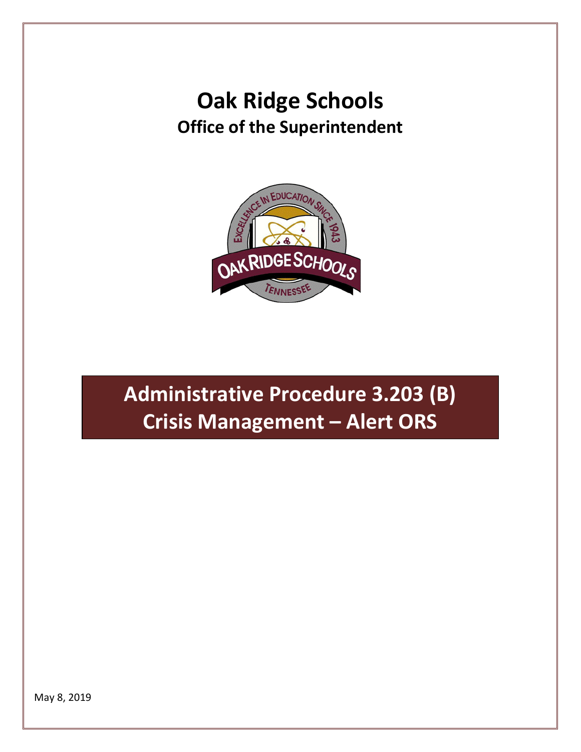# Oak Ridge Schools

## Office of the Superintendent

# Administrative Procedure 3.203 (B)
# Crisis Management – Alert ORS

May 8, 2019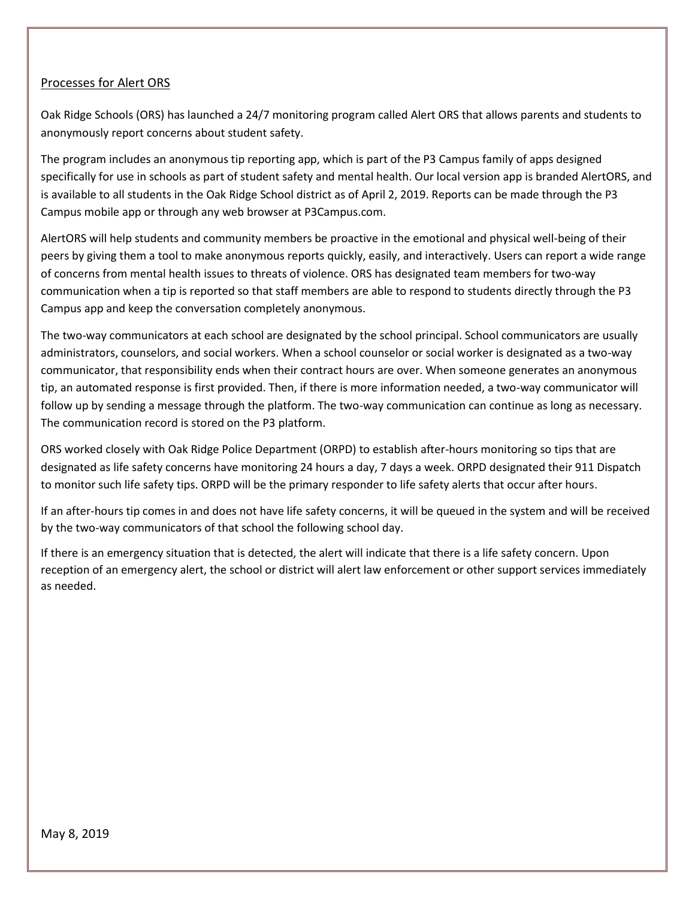## Processes for Alert ORS

Oak Ridge Schools (ORS) has launched a 24/7 monitoring program called Alert ORS that allows parents and students to anonymously report concerns about student safety.

The program includes an anonymous tip reporting app, which is part of the P3 Campus family of apps designed specifically for use in schools as part of student safety and mental health. Our local version app is branded AlertORS, and is available to all students in the Oak Ridge School district as of April 2, 2019. Reports can be made through the P3 Campus mobile app or through any web browser at P3Campus.com.

AlertORS will help students and community members be proactive in the emotional and physical well-being of their peers by giving them a tool to make anonymous reports quickly, easily, and interactively. Users can report a wide range of concerns from mental health issues to threats of violence. ORS has designated team members for two-way communication when a tip is reported so that staff members are able to respond to students directly through the P3 Campus app and keep the conversation completely anonymous.

The two-way communicators at each school are designated by the school principal. School communicators are usually administrators, counselors, and social workers. When a school counselor or social worker is designated as a two-way communicator, that responsibility ends when their contract hours are over. When someone generates an anonymous tip, an automated response is first provided. Then, if there is more information needed, a two-way communicator will follow up by sending a message through the platform. The two-way communication can continue as long as necessary. The communication record is stored on the P3 platform.

ORS worked closely with Oak Ridge Police Department (ORPD) to establish after-hours monitoring so tips that are designated as life safety concerns have monitoring 24 hours a day, 7 days a week. ORPD designated their 911 Dispatch to monitor such life safety tips. ORPD will be the primary responder to life safety alerts that occur after hours.

If an after-hours tip comes in and does not have life safety concerns, it will be queued in the system and will be received by the two-way communicators of that school the following school day.

If there is an emergency situation that is detected, the alert will indicate that there is a life safety concern. Upon reception of an emergency alert, the school or district will alert law enforcement or other support services immediately as needed.

May 8, 2019